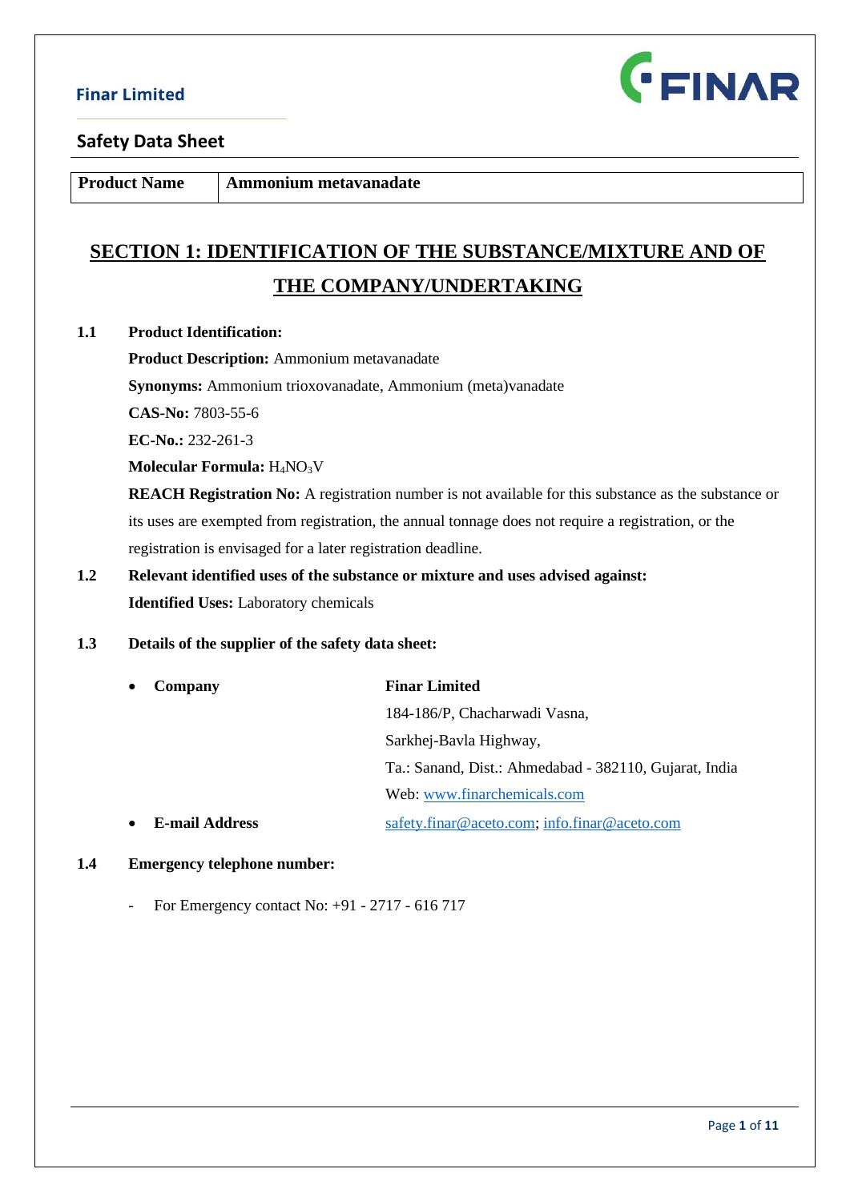Finar Limited

## Safety Data Sheet

| Product Name | Ammonium metavanadate |
|---|---|

# SECTION 1: IDENTIFICATION OF THE SUBSTANCE/MIXTURE AND OF THE COMPANY/UNDERTAKING

**1.1 Product Identification:**

**Product Description:** Ammonium metavanadate

**Synonyms:** Ammonium trioxovanadate, Ammonium (meta)vanadate

**CAS-No:** 7803-55-6

**EC-No.:** 232-261-3

**Molecular Formula:** $H_4NO_3V$

**REACH Registration No:** A registration number is not available for this substance as the substance or its uses are exempted from registration, the annual tonnage does not require a registration, or the registration is envisaged for a later registration deadline.

**1.2 Relevant identified uses of the substance or mixture and uses advised against:**

**Identified Uses:** Laboratory chemicals

**1.3 Details of the supplier of the safety data sheet:**

- **Company** — **Finar Limited**
  184-186/P, Chacharwadi Vasna,
  Sarkhej-Bavla Highway,
  Ta.: Sanand, Dist.: Ahmedabad - 382110, Gujarat, India
  Web: www.finarchemicals.com
- **E-mail Address** — safety.finar@aceto.com; info.finar@aceto.com

**1.4 Emergency telephone number:**

- For Emergency contact No: +91 - 2717 - 616 717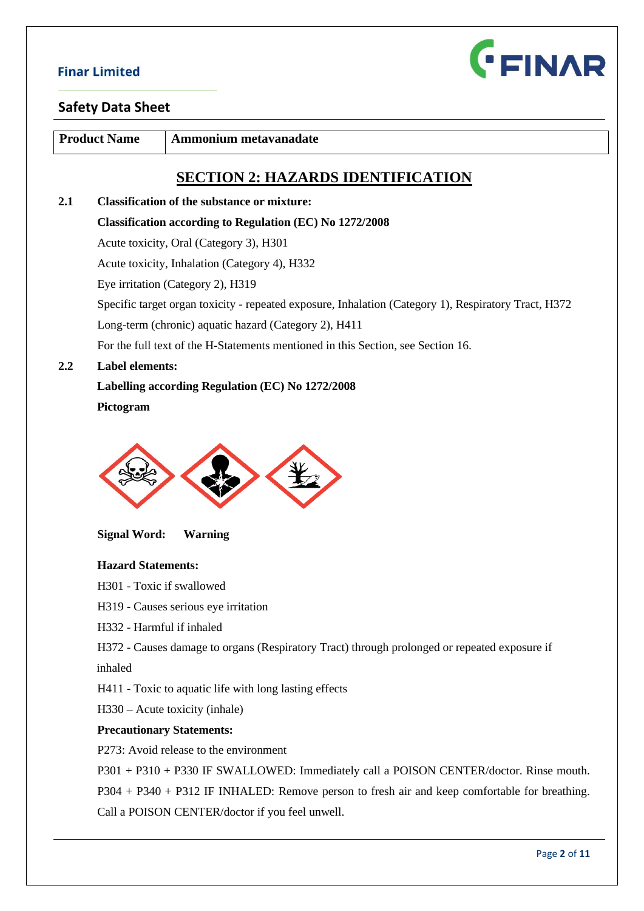Finar Limited

## Safety Data Sheet

| Product Name | Ammonium metavanadate |
|---|---|

# SECTION 2: HAZARDS IDENTIFICATION

**2.1 Classification of the substance or mixture:**

**Classification according to Regulation (EC) No 1272/2008**

Acute toxicity, Oral (Category 3), H301

Acute toxicity, Inhalation (Category 4), H332

Eye irritation (Category 2), H319

Specific target organ toxicity - repeated exposure, Inhalation (Category 1), Respiratory Tract, H372

Long-term (chronic) aquatic hazard (Category 2), H411

For the full text of the H-Statements mentioned in this Section, see Section 16.

**2.2 Label elements:**

**Labelling according Regulation (EC) No 1272/2008**

**Pictogram**

**Signal Word:** **Warning**

**Hazard Statements:**

H301 - Toxic if swallowed

H319 - Causes serious eye irritation

H332 - Harmful if inhaled

H372 - Causes damage to organs (Respiratory Tract) through prolonged or repeated exposure if inhaled

H411 - Toxic to aquatic life with long lasting effects

H330 – Acute toxicity (inhale)

**Precautionary Statements:**

P273: Avoid release to the environment

P301 + P310 + P330 IF SWALLOWED: Immediately call a POISON CENTER/doctor. Rinse mouth.

P304 + P340 + P312 IF INHALED: Remove person to fresh air and keep comfortable for breathing. Call a POISON CENTER/doctor if you feel unwell.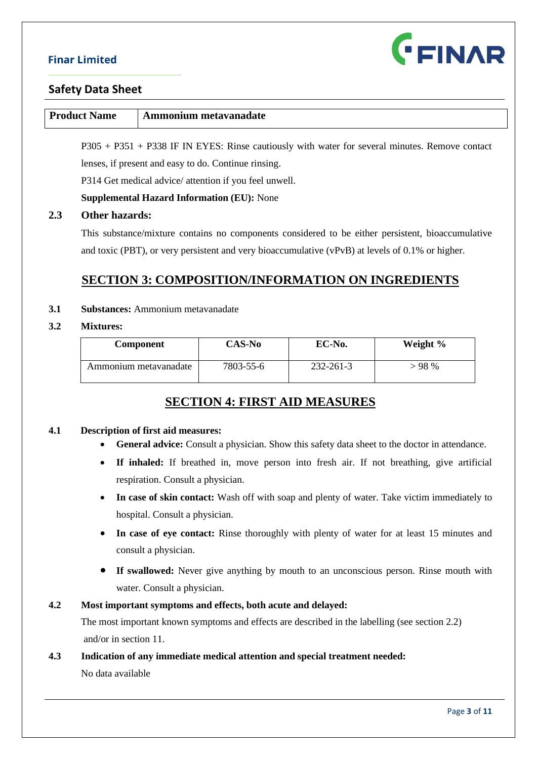| Product Name | Ammonium metavanadate |
|---|---|

P305 + P351 + P338 IF IN EYES: Rinse cautiously with water for several minutes. Remove contact lenses, if present and easy to do. Continue rinsing.

P314 Get medical advice/ attention if you feel unwell.

**Supplemental Hazard Information (EU):** None

### 2.3 Other hazards:

This substance/mixture contains no components considered to be either persistent, bioaccumulative and toxic (PBT), or very persistent and very bioaccumulative (vPvB) at levels of 0.1% or higher.

## SECTION 3: COMPOSITION/INFORMATION ON INGREDIENTS

**3.1 Substances:** Ammonium metavanadate

**3.2 Mixtures:**

| Component | CAS-No | EC-No. | Weight % |
|---|---|---|---|
| Ammonium metavanadate | 7803-55-6 | 232-261-3 | > 98 % |

## SECTION 4: FIRST AID MEASURES

### 4.1 Description of first aid measures:

- **General advice:** Consult a physician. Show this safety data sheet to the doctor in attendance.
- **If inhaled:** If breathed in, move person into fresh air. If not breathing, give artificial respiration. Consult a physician.
- **In case of skin contact:** Wash off with soap and plenty of water. Take victim immediately to hospital. Consult a physician.
- **In case of eye contact:** Rinse thoroughly with plenty of water for at least 15 minutes and consult a physician.
- **If swallowed:** Never give anything by mouth to an unconscious person. Rinse mouth with water. Consult a physician.

### 4.2 Most important symptoms and effects, both acute and delayed:

The most important known symptoms and effects are described in the labelling (see section 2.2) and/or in section 11.

### 4.3 Indication of any immediate medical attention and special treatment needed:

No data available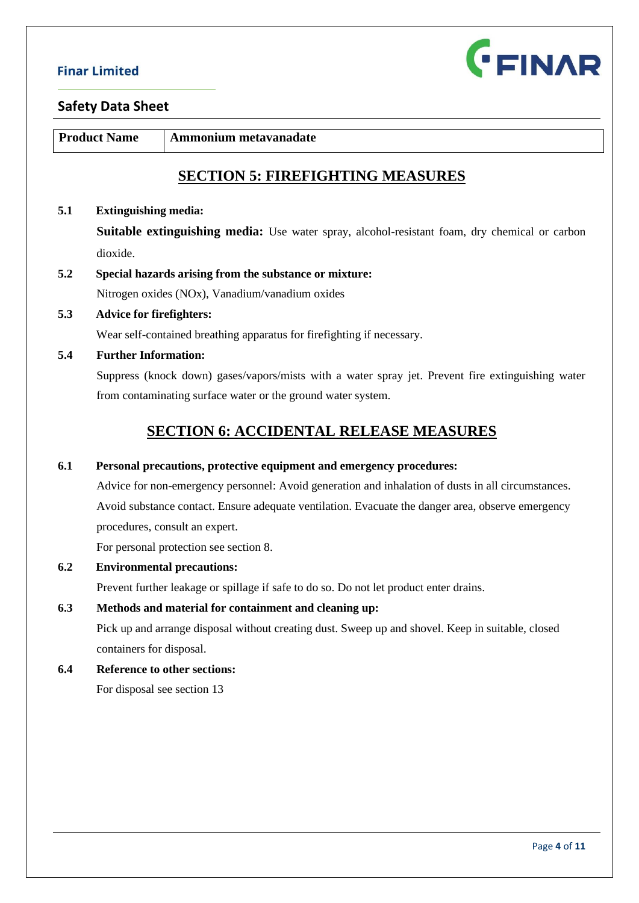| Product Name | Ammonium metavanadate |
|---|---|

## SECTION 5: FIREFIGHTING MEASURES

**5.1 Extinguishing media:**

**Suitable extinguishing media:** Use water spray, alcohol-resistant foam, dry chemical or carbon dioxide.

**5.2 Special hazards arising from the substance or mixture:**

Nitrogen oxides (NOx), Vanadium/vanadium oxides

**5.3 Advice for firefighters:**

Wear self-contained breathing apparatus for firefighting if necessary.

**5.4 Further Information:**

Suppress (knock down) gases/vapors/mists with a water spray jet. Prevent fire extinguishing water from contaminating surface water or the ground water system.

## SECTION 6: ACCIDENTAL RELEASE MEASURES

**6.1 Personal precautions, protective equipment and emergency procedures:**

Advice for non-emergency personnel: Avoid generation and inhalation of dusts in all circumstances. Avoid substance contact. Ensure adequate ventilation. Evacuate the danger area, observe emergency procedures, consult an expert.

For personal protection see section 8.

**6.2 Environmental precautions:**

Prevent further leakage or spillage if safe to do so. Do not let product enter drains.

**6.3 Methods and material for containment and cleaning up:**

Pick up and arrange disposal without creating dust. Sweep up and shovel. Keep in suitable, closed containers for disposal.

**6.4 Reference to other sections:**

For disposal see section 13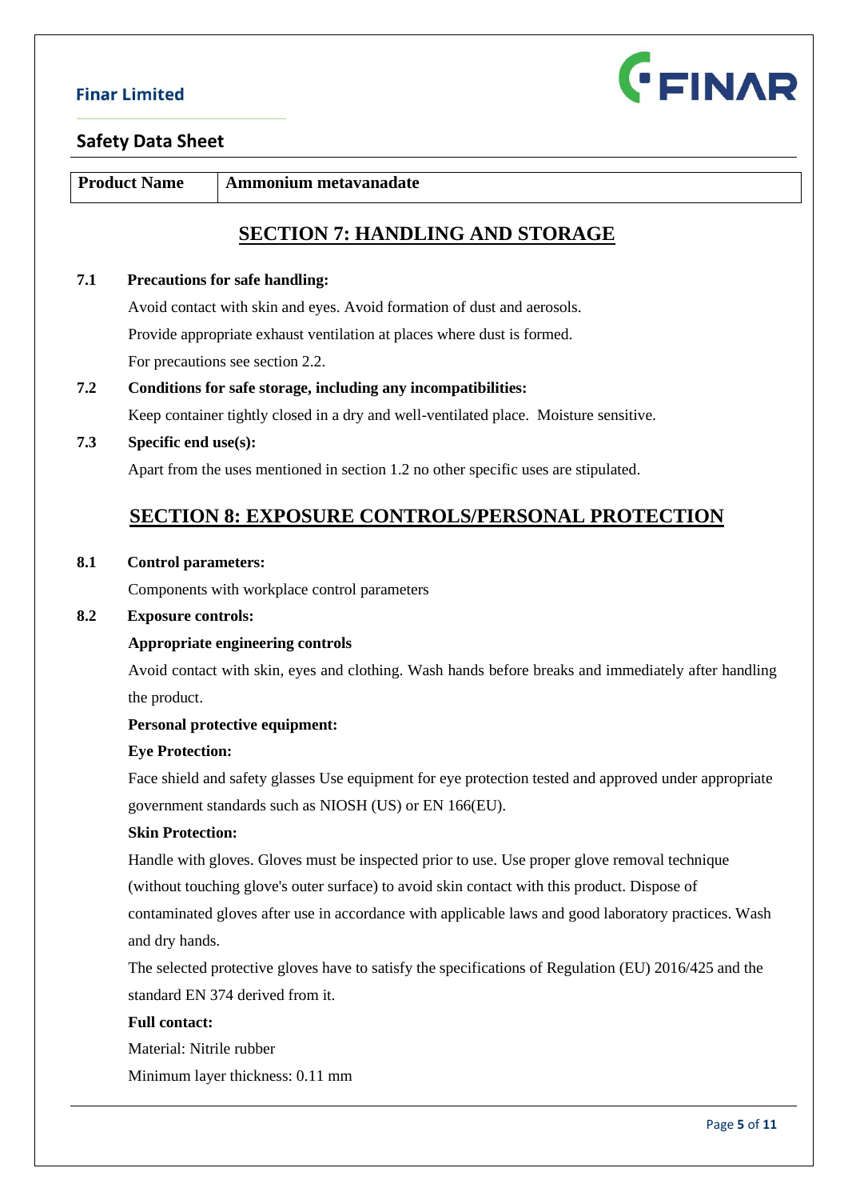| Product Name | Ammonium metavanadate |
|---|---|

## SECTION 7: HANDLING AND STORAGE

**7.1 Precautions for safe handling:**

Avoid contact with skin and eyes. Avoid formation of dust and aerosols.

Provide appropriate exhaust ventilation at places where dust is formed.

For precautions see section 2.2.

**7.2 Conditions for safe storage, including any incompatibilities:**

Keep container tightly closed in a dry and well-ventilated place. Moisture sensitive.

**7.3 Specific end use(s):**

Apart from the uses mentioned in section 1.2 no other specific uses are stipulated.

## SECTION 8: EXPOSURE CONTROLS/PERSONAL PROTECTION

**8.1 Control parameters:**

Components with workplace control parameters

**8.2 Exposure controls:**

**Appropriate engineering controls**

Avoid contact with skin, eyes and clothing. Wash hands before breaks and immediately after handling the product.

**Personal protective equipment:**

**Eye Protection:**

Face shield and safety glasses Use equipment for eye protection tested and approved under appropriate government standards such as NIOSH (US) or EN 166(EU).

**Skin Protection:**

Handle with gloves. Gloves must be inspected prior to use. Use proper glove removal technique (without touching glove's outer surface) to avoid skin contact with this product. Dispose of contaminated gloves after use in accordance with applicable laws and good laboratory practices. Wash and dry hands.

The selected protective gloves have to satisfy the specifications of Regulation (EU) 2016/425 and the standard EN 374 derived from it.

**Full contact:**

Material: Nitrile rubber

Minimum layer thickness: 0.11 mm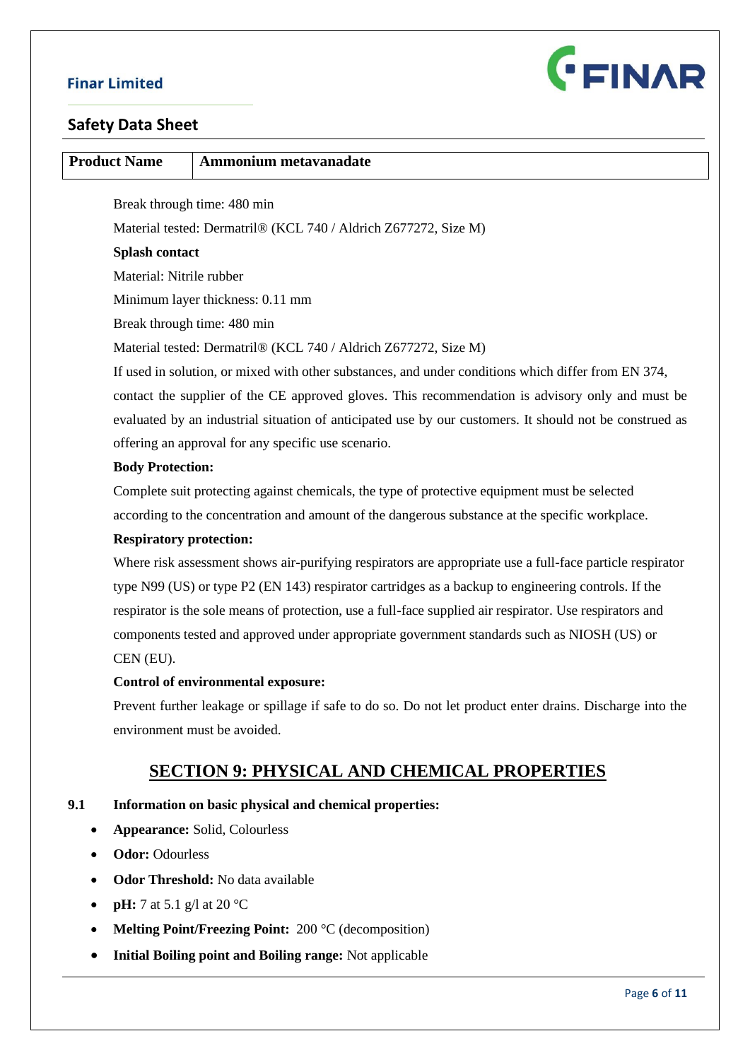| Product Name | Ammonium metavanadate |
|---|---|

Break through time: 480 min

Material tested: Dermatril® (KCL 740 / Aldrich Z677272, Size M)

**Splash contact**

Material: Nitrile rubber

Minimum layer thickness: 0.11 mm

Break through time: 480 min

Material tested: Dermatril® (KCL 740 / Aldrich Z677272, Size M)

If used in solution, or mixed with other substances, and under conditions which differ from EN 374, contact the supplier of the CE approved gloves. This recommendation is advisory only and must be evaluated by an industrial situation of anticipated use by our customers. It should not be construed as offering an approval for any specific use scenario.

**Body Protection:**

Complete suit protecting against chemicals, the type of protective equipment must be selected according to the concentration and amount of the dangerous substance at the specific workplace.

**Respiratory protection:**

Where risk assessment shows air-purifying respirators are appropriate use a full-face particle respirator type N99 (US) or type P2 (EN 143) respirator cartridges as a backup to engineering controls. If the respirator is the sole means of protection, use a full-face supplied air respirator. Use respirators and components tested and approved under appropriate government standards such as NIOSH (US) or CEN (EU).

**Control of environmental exposure:**

Prevent further leakage or spillage if safe to do so. Do not let product enter drains. Discharge into the environment must be avoided.

## SECTION 9: PHYSICAL AND CHEMICAL PROPERTIES

**9.1 Information on basic physical and chemical properties:**

- **Appearance:** Solid, Colourless
- **Odor:** Odourless
- **Odor Threshold:** No data available
- **pH:** 7 at 5.1 g/l at 20 °C
- **Melting Point/Freezing Point:** 200 °C (decomposition)
- **Initial Boiling point and Boiling range:** Not applicable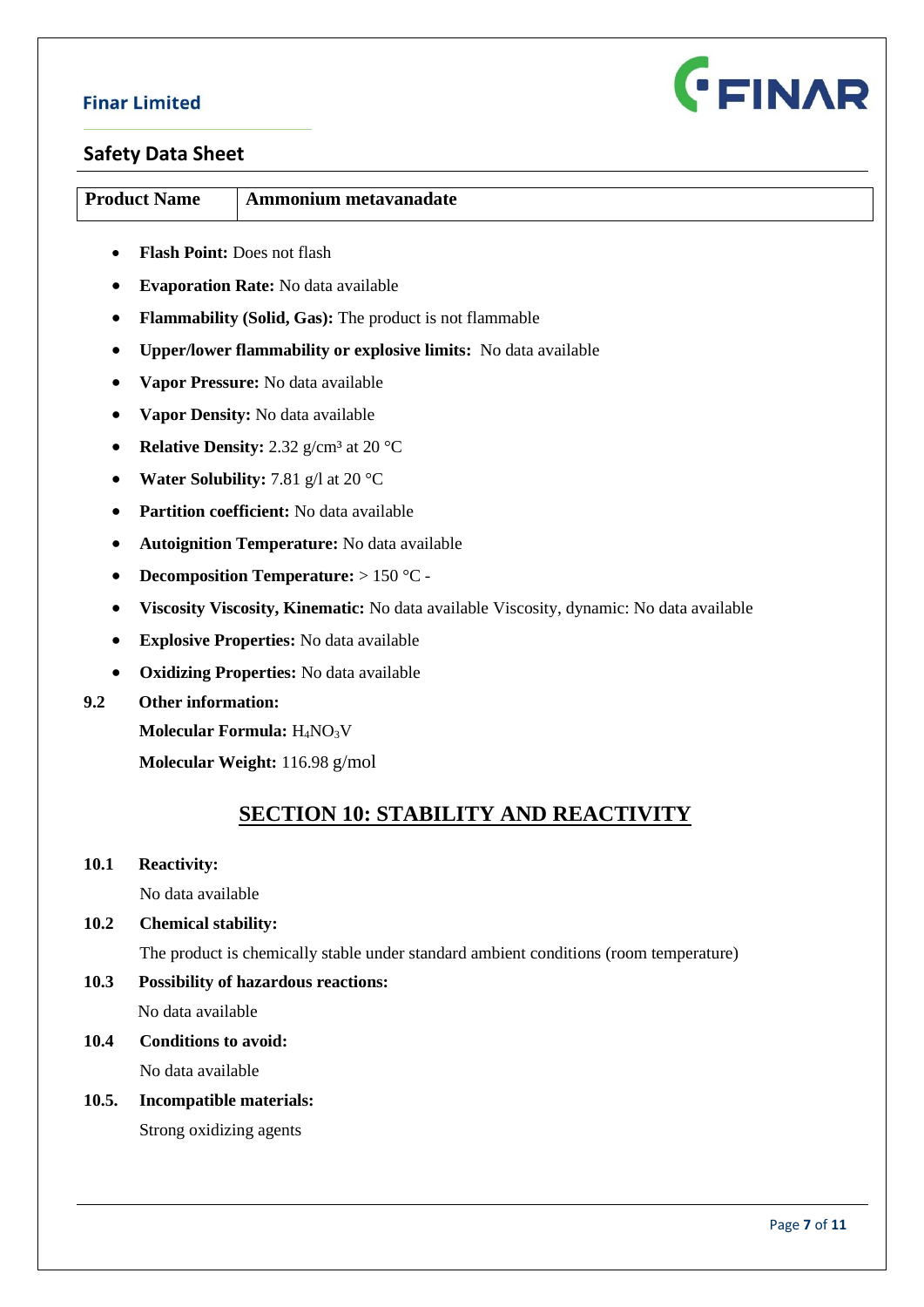| Product Name | Ammonium metavanadate |
|---|---|

- **Flash Point:** Does not flash
- **Evaporation Rate:** No data available
- **Flammability (Solid, Gas):** The product is not flammable
- **Upper/lower flammability or explosive limits:** No data available
- **Vapor Pressure:** No data available
- **Vapor Density:** No data available
- **Relative Density:** 2.32 g/cm³ at 20 °C
- **Water Solubility:** 7.81 g/l at 20 °C
- **Partition coefficient:** No data available
- **Autoignition Temperature:** No data available
- **Decomposition Temperature:** > 150 °C -
- **Viscosity Viscosity, Kinematic:** No data available Viscosity, dynamic: No data available
- **Explosive Properties:** No data available
- **Oxidizing Properties:** No data available

**9.2 Other information:**

**Molecular Formula:** $H_4NO_3V$

**Molecular Weight:** 116.98 g/mol

## SECTION 10: STABILITY AND REACTIVITY

**10.1 Reactivity:**

No data available

**10.2 Chemical stability:**

The product is chemically stable under standard ambient conditions (room temperature)

**10.3 Possibility of hazardous reactions:**

No data available

**10.4 Conditions to avoid:**

No data available

**10.5. Incompatible materials:**

Strong oxidizing agents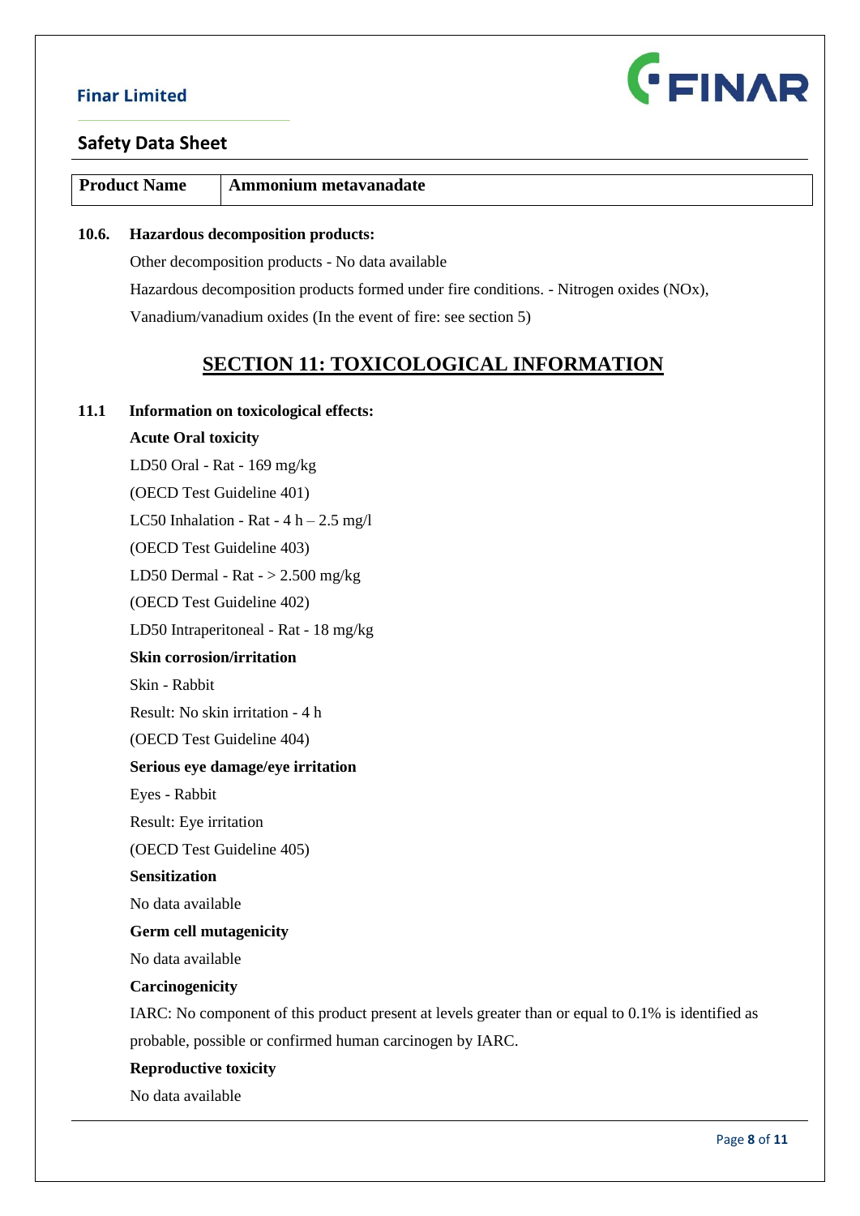| Product Name | Ammonium metavanadate |
|---|---|

**10.6. Hazardous decomposition products:**

Other decomposition products - No data available

Hazardous decomposition products formed under fire conditions. - Nitrogen oxides (NOx), Vanadium/vanadium oxides (In the event of fire: see section 5)

## SECTION 11: TOXICOLOGICAL INFORMATION

**11.1 Information on toxicological effects:**

**Acute Oral toxicity**

LD50 Oral - Rat - 169 mg/kg

(OECD Test Guideline 401)

LC50 Inhalation - Rat - 4 h – 2.5 mg/l

(OECD Test Guideline 403)

LD50 Dermal - Rat - > 2.500 mg/kg

(OECD Test Guideline 402)

LD50 Intraperitoneal - Rat - 18 mg/kg

**Skin corrosion/irritation**

Skin - Rabbit

Result: No skin irritation - 4 h

(OECD Test Guideline 404)

**Serious eye damage/eye irritation**

Eyes - Rabbit

Result: Eye irritation

(OECD Test Guideline 405)

**Sensitization**

No data available

**Germ cell mutagenicity**

No data available

**Carcinogenicity**

IARC: No component of this product present at levels greater than or equal to 0.1% is identified as probable, possible or confirmed human carcinogen by IARC.

**Reproductive toxicity**

No data available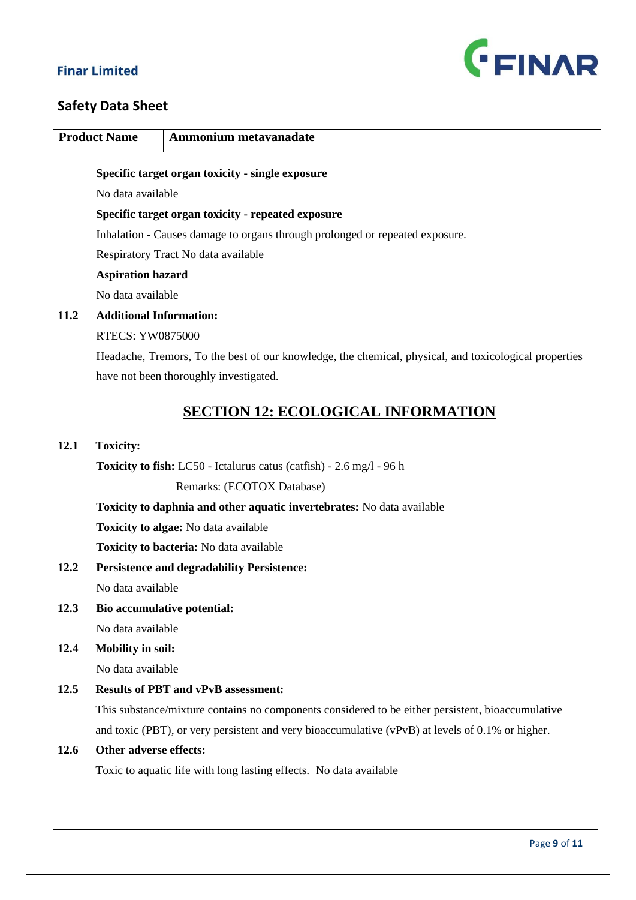| Product Name | Ammonium metavanadate |
|---|---|

**Specific target organ toxicity - single exposure**

No data available

**Specific target organ toxicity - repeated exposure**

Inhalation - Causes damage to organs through prolonged or repeated exposure.

Respiratory Tract No data available

**Aspiration hazard**

No data available

**11.2 Additional Information:**

RTECS: YW0875000

Headache, Tremors, To the best of our knowledge, the chemical, physical, and toxicological properties have not been thoroughly investigated.

## SECTION 12: ECOLOGICAL INFORMATION

**12.1 Toxicity:**

**Toxicity to fish:** LC50 - Ictalurus catus (catfish) - 2.6 mg/l - 96 h

Remarks: (ECOTOX Database)

**Toxicity to daphnia and other aquatic invertebrates:** No data available

**Toxicity to algae:** No data available

**Toxicity to bacteria:** No data available

**12.2 Persistence and degradability Persistence:**

No data available

**12.3 Bio accumulative potential:**

No data available

**12.4 Mobility in soil:**

No data available

**12.5 Results of PBT and vPvB assessment:**

This substance/mixture contains no components considered to be either persistent, bioaccumulative and toxic (PBT), or very persistent and very bioaccumulative (vPvB) at levels of 0.1% or higher.

**12.6 Other adverse effects:**

Toxic to aquatic life with long lasting effects. No data available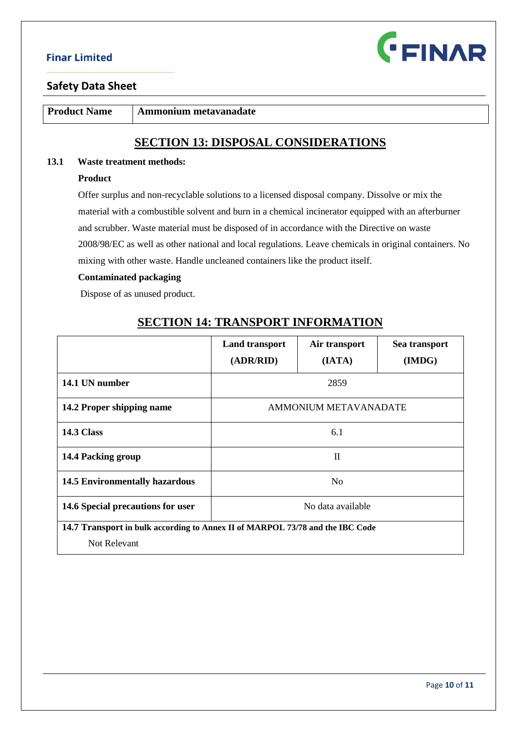| Product Name | Ammonium metavanadate |
|---|---|

## SECTION 13: DISPOSAL CONSIDERATIONS

**13.1 Waste treatment methods:**

**Product**

Offer surplus and non-recyclable solutions to a licensed disposal company. Dissolve or mix the material with a combustible solvent and burn in a chemical incinerator equipped with an afterburner and scrubber. Waste material must be disposed of in accordance with the Directive on waste 2008/98/EC as well as other national and local regulations. Leave chemicals in original containers. No mixing with other waste. Handle uncleaned containers like the product itself.

**Contaminated packaging**

Dispose of as unused product.

## SECTION 14: TRANSPORT INFORMATION

| | Land transport (ADR/RID) | Air transport (IATA) | Sea transport (IMDG) |
|---|---|---|---|
| **14.1 UN number** | 2859 | | |
| **14.2 Proper shipping name** | AMMONIUM METAVANADATE | | |
| **14.3 Class** | 6.1 | | |
| **14.4 Packing group** | II | | |
| **14.5 Environmentally hazardous** | No | | |
| **14.6 Special precautions for user** | No data available | | |
| **14.7 Transport in bulk according to Annex II of MARPOL 73/78 and the IBC Code** Not Relevant | | | |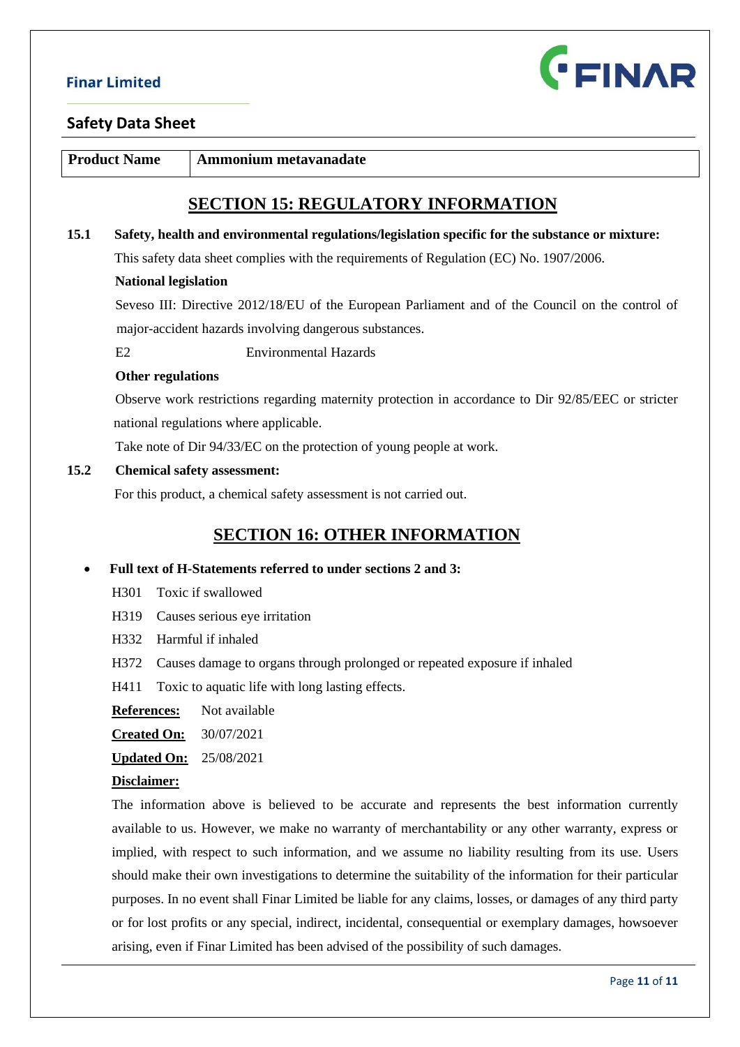| Product Name | Ammonium metavanadate |
|---|---|

## SECTION 15: REGULATORY INFORMATION

**15.1 Safety, health and environmental regulations/legislation specific for the substance or mixture:**

This safety data sheet complies with the requirements of Regulation (EC) No. 1907/2006.

**National legislation**

Seveso III: Directive 2012/18/EU of the European Parliament and of the Council on the control of major-accident hazards involving dangerous substances.

E2 Environmental Hazards

**Other regulations**

Observe work restrictions regarding maternity protection in accordance to Dir 92/85/EEC or stricter national regulations where applicable.

Take note of Dir 94/33/EC on the protection of young people at work.

**15.2 Chemical safety assessment:**

For this product, a chemical safety assessment is not carried out.

## SECTION 16: OTHER INFORMATION

- **Full text of H-Statements referred to under sections 2 and 3:**

H301 Toxic if swallowed

H319 Causes serious eye irritation

H332 Harmful if inhaled

H372 Causes damage to organs through prolonged or repeated exposure if inhaled

H411 Toxic to aquatic life with long lasting effects.

**References:** Not available

**Created On:** 30/07/2021

**Updated On:** 25/08/2021

**Disclaimer:**

The information above is believed to be accurate and represents the best information currently available to us. However, we make no warranty of merchantability or any other warranty, express or implied, with respect to such information, and we assume no liability resulting from its use. Users should make their own investigations to determine the suitability of the information for their particular purposes. In no event shall Finar Limited be liable for any claims, losses, or damages of any third party or for lost profits or any special, indirect, incidental, consequential or exemplary damages, howsoever arising, even if Finar Limited has been advised of the possibility of such damages.